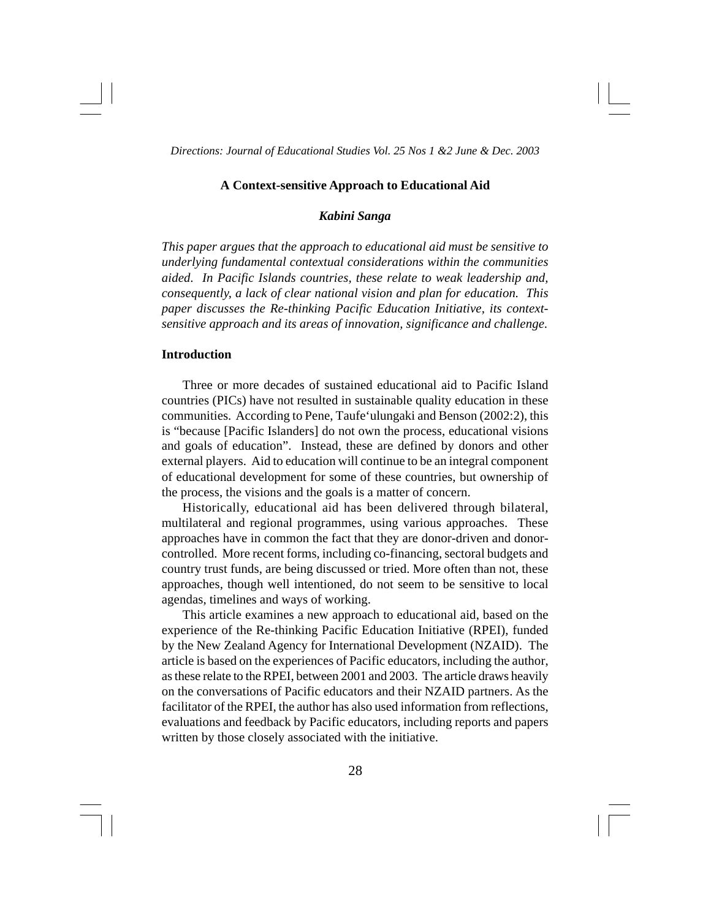# A Context-sensitive Approach to Educational Aid

***Kabini Sanga***

*This paper argues that the approach to educational aid must be sensitive to underlying fundamental contextual considerations within the communities aided. In Pacific Islands countries, these relate to weak leadership and, consequently, a lack of clear national vision and plan for education. This paper discusses the Re-thinking Pacific Education Initiative, its context-sensitive approach and its areas of innovation, significance and challenge.*

## Introduction

Three or more decades of sustained educational aid to Pacific Island countries (PICs) have not resulted in sustainable quality education in these communities. According to Pene, Taufe'ulungaki and Benson (2002:2), this is "because [Pacific Islanders] do not own the process, educational visions and goals of education". Instead, these are defined by donors and other external players. Aid to education will continue to be an integral component of educational development for some of these countries, but ownership of the process, the visions and the goals is a matter of concern.

Historically, educational aid has been delivered through bilateral, multilateral and regional programmes, using various approaches. These approaches have in common the fact that they are donor-driven and donor-controlled. More recent forms, including co-financing, sectoral budgets and country trust funds, are being discussed or tried. More often than not, these approaches, though well intentioned, do not seem to be sensitive to local agendas, timelines and ways of working.

This article examines a new approach to educational aid, based on the experience of the Re-thinking Pacific Education Initiative (RPEI), funded by the New Zealand Agency for International Development (NZAID). The article is based on the experiences of Pacific educators, including the author, as these relate to the RPEI, between 2001 and 2003. The article draws heavily on the conversations of Pacific educators and their NZAID partners. As the facilitator of the RPEI, the author has also used information from reflections, evaluations and feedback by Pacific educators, including reports and papers written by those closely associated with the initiative.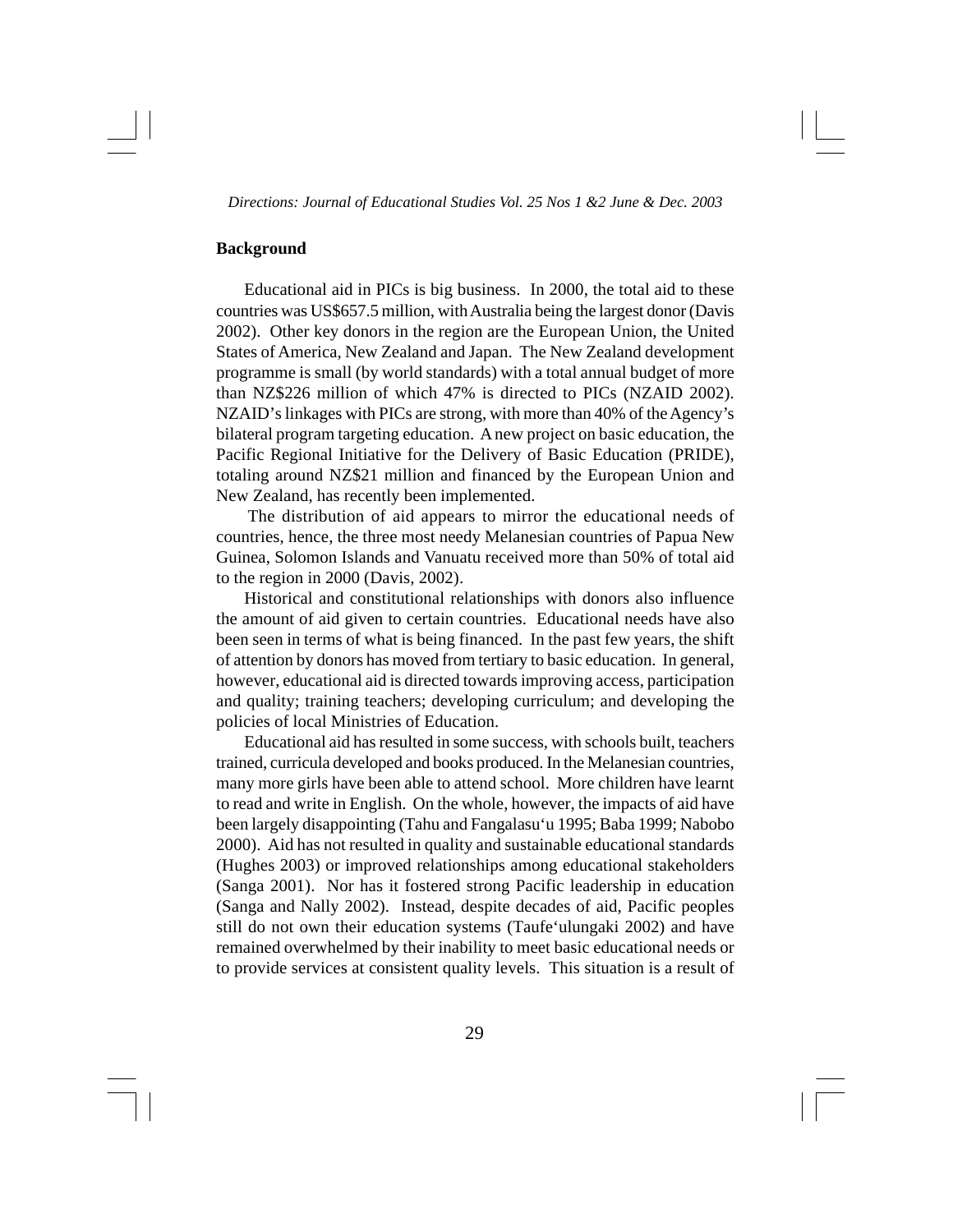## Background

Educational aid in PICs is big business. In 2000, the total aid to these countries was US$657.5 million, with Australia being the largest donor (Davis 2002). Other key donors in the region are the European Union, the United States of America, New Zealand and Japan. The New Zealand development programme is small (by world standards) with a total annual budget of more than NZ$226 million of which 47% is directed to PICs (NZAID 2002). NZAID's linkages with PICs are strong, with more than 40% of the Agency's bilateral program targeting education. A new project on basic education, the Pacific Regional Initiative for the Delivery of Basic Education (PRIDE), totaling around NZ$21 million and financed by the European Union and New Zealand, has recently been implemented.

The distribution of aid appears to mirror the educational needs of countries, hence, the three most needy Melanesian countries of Papua New Guinea, Solomon Islands and Vanuatu received more than 50% of total aid to the region in 2000 (Davis, 2002).

Historical and constitutional relationships with donors also influence the amount of aid given to certain countries. Educational needs have also been seen in terms of what is being financed. In the past few years, the shift of attention by donors has moved from tertiary to basic education. In general, however, educational aid is directed towards improving access, participation and quality; training teachers; developing curriculum; and developing the policies of local Ministries of Education.

Educational aid has resulted in some success, with schools built, teachers trained, curricula developed and books produced. In the Melanesian countries, many more girls have been able to attend school. More children have learnt to read and write in English. On the whole, however, the impacts of aid have been largely disappointing (Tahu and Fangalasu'u 1995; Baba 1999; Nabobo 2000). Aid has not resulted in quality and sustainable educational standards (Hughes 2003) or improved relationships among educational stakeholders (Sanga 2001). Nor has it fostered strong Pacific leadership in education (Sanga and Nally 2002). Instead, despite decades of aid, Pacific peoples still do not own their education systems (Taufe'ulungaki 2002) and have remained overwhelmed by their inability to meet basic educational needs or to provide services at consistent quality levels. This situation is a result of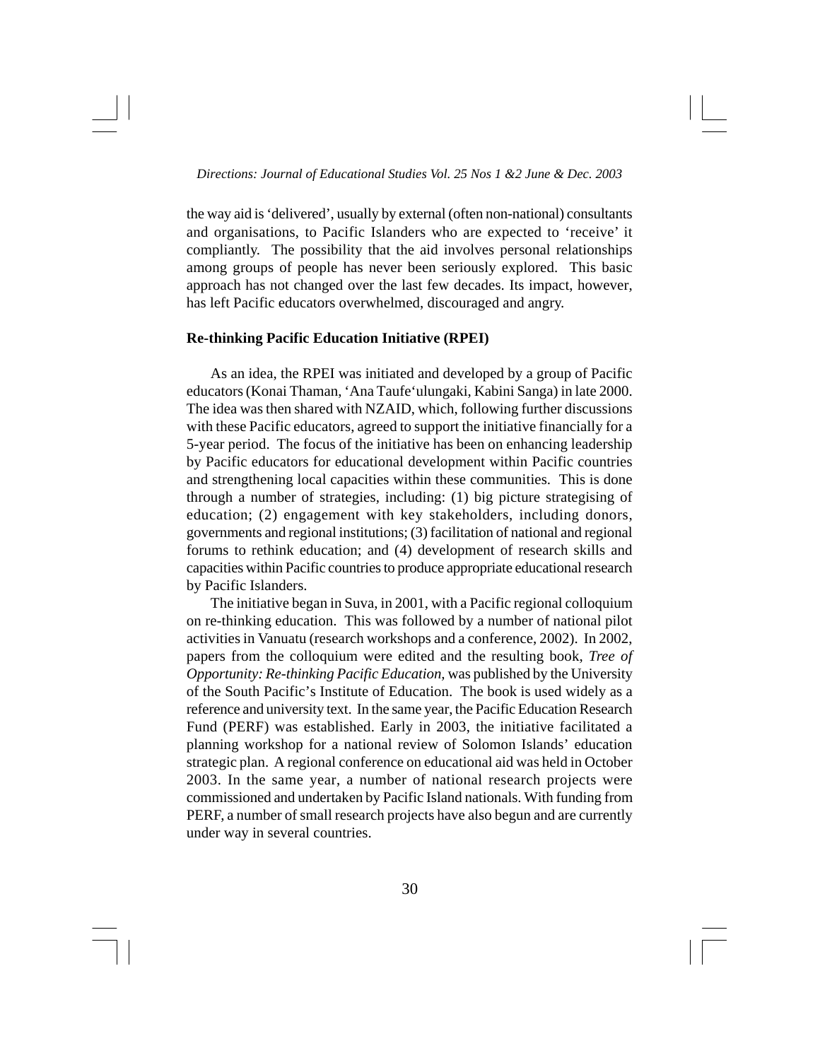the way aid is 'delivered', usually by external (often non-national) consultants and organisations, to Pacific Islanders who are expected to 'receive' it compliantly. The possibility that the aid involves personal relationships among groups of people has never been seriously explored. This basic approach has not changed over the last few decades. Its impact, however, has left Pacific educators overwhelmed, discouraged and angry.

**Re-thinking Pacific Education Initiative (RPEI)**

As an idea, the RPEI was initiated and developed by a group of Pacific educators (Konai Thaman, 'Ana Taufe'ulungaki, Kabini Sanga) in late 2000. The idea was then shared with NZAID, which, following further discussions with these Pacific educators, agreed to support the initiative financially for a 5-year period. The focus of the initiative has been on enhancing leadership by Pacific educators for educational development within Pacific countries and strengthening local capacities within these communities. This is done through a number of strategies, including: (1) big picture strategising of education; (2) engagement with key stakeholders, including donors, governments and regional institutions; (3) facilitation of national and regional forums to rethink education; and (4) development of research skills and capacities within Pacific countries to produce appropriate educational research by Pacific Islanders.

The initiative began in Suva, in 2001, with a Pacific regional colloquium on re-thinking education. This was followed by a number of national pilot activities in Vanuatu (research workshops and a conference, 2002). In 2002, papers from the colloquium were edited and the resulting book, *Tree of Opportunity: Re-thinking Pacific Education*, was published by the University of the South Pacific's Institute of Education. The book is used widely as a reference and university text. In the same year, the Pacific Education Research Fund (PERF) was established. Early in 2003, the initiative facilitated a planning workshop for a national review of Solomon Islands' education strategic plan. A regional conference on educational aid was held in October 2003. In the same year, a number of national research projects were commissioned and undertaken by Pacific Island nationals. With funding from PERF, a number of small research projects have also begun and are currently under way in several countries.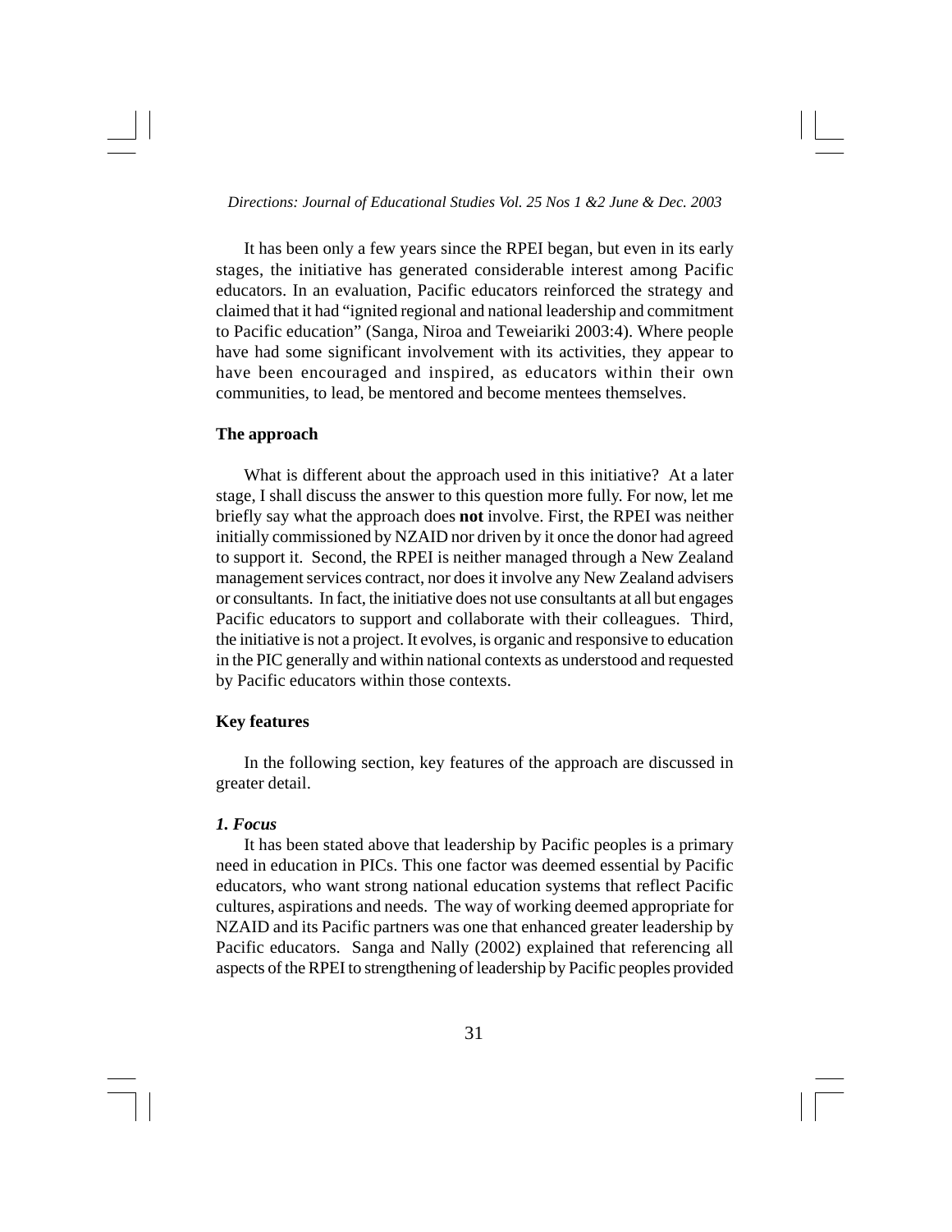It has been only a few years since the RPEI began, but even in its early stages, the initiative has generated considerable interest among Pacific educators. In an evaluation, Pacific educators reinforced the strategy and claimed that it had "ignited regional and national leadership and commitment to Pacific education" (Sanga, Niroa and Teweiariki 2003:4). Where people have had some significant involvement with its activities, they appear to have been encouraged and inspired, as educators within their own communities, to lead, be mentored and become mentees themselves.

### The approach

What is different about the approach used in this initiative? At a later stage, I shall discuss the answer to this question more fully. For now, let me briefly say what the approach does **not** involve. First, the RPEI was neither initially commissioned by NZAID nor driven by it once the donor had agreed to support it. Second, the RPEI is neither managed through a New Zealand management services contract, nor does it involve any New Zealand advisers or consultants. In fact, the initiative does not use consultants at all but engages Pacific educators to support and collaborate with their colleagues. Third, the initiative is not a project. It evolves, is organic and responsive to education in the PIC generally and within national contexts as understood and requested by Pacific educators within those contexts.

### Key features

In the following section, key features of the approach are discussed in greater detail.

#### *1. Focus*

It has been stated above that leadership by Pacific peoples is a primary need in education in PICs. This one factor was deemed essential by Pacific educators, who want strong national education systems that reflect Pacific cultures, aspirations and needs. The way of working deemed appropriate for NZAID and its Pacific partners was one that enhanced greater leadership by Pacific educators. Sanga and Nally (2002) explained that referencing all aspects of the RPEI to strengthening of leadership by Pacific peoples provided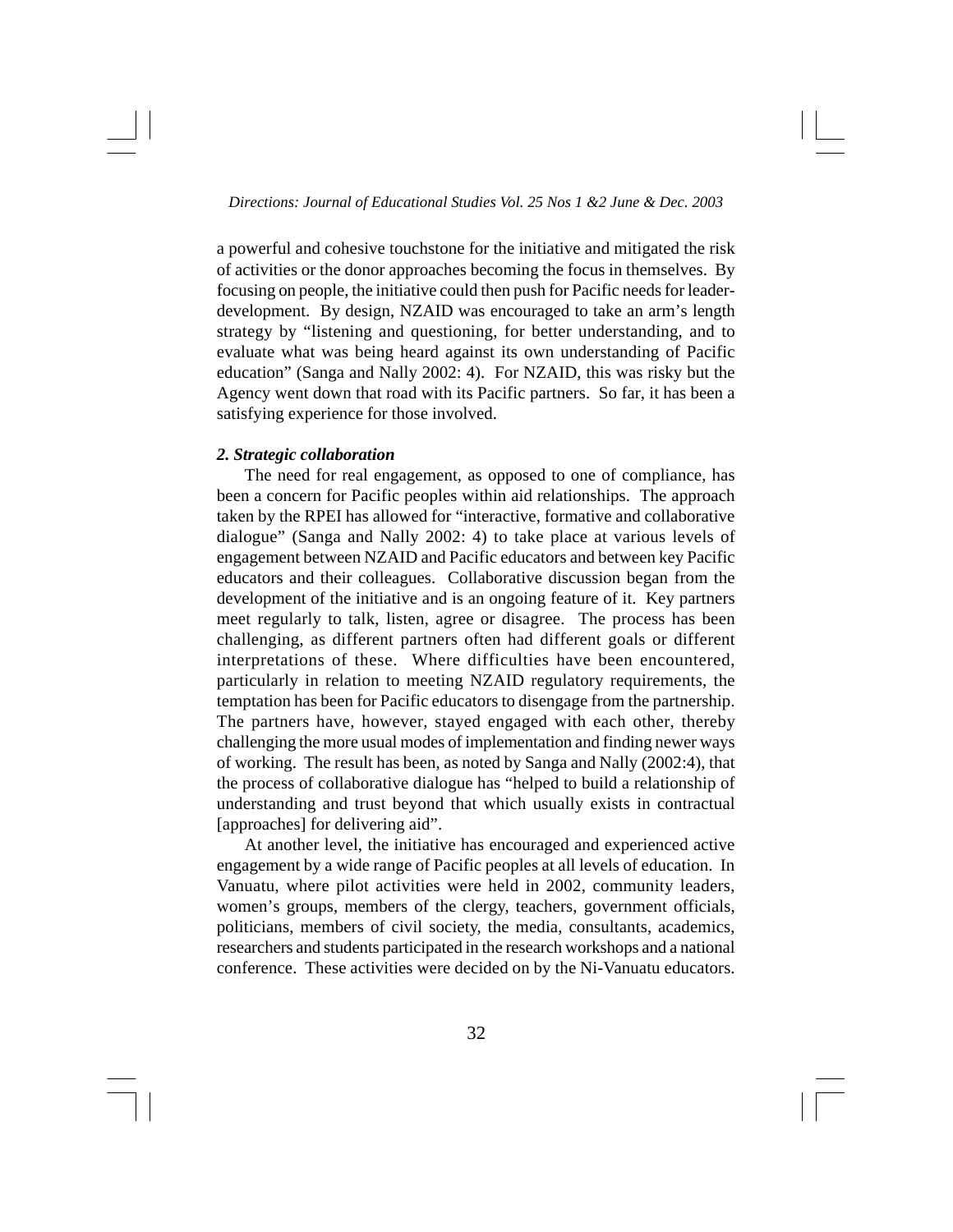a powerful and cohesive touchstone for the initiative and mitigated the risk of activities or the donor approaches becoming the focus in themselves. By focusing on people, the initiative could then push for Pacific needs for leader-development. By design, NZAID was encouraged to take an arm's length strategy by "listening and questioning, for better understanding, and to evaluate what was being heard against its own understanding of Pacific education" (Sanga and Nally 2002: 4). For NZAID, this was risky but the Agency went down that road with its Pacific partners. So far, it has been a satisfying experience for those involved.

***2. Strategic collaboration***

The need for real engagement, as opposed to one of compliance, has been a concern for Pacific peoples within aid relationships. The approach taken by the RPEI has allowed for "interactive, formative and collaborative dialogue" (Sanga and Nally 2002: 4) to take place at various levels of engagement between NZAID and Pacific educators and between key Pacific educators and their colleagues. Collaborative discussion began from the development of the initiative and is an ongoing feature of it. Key partners meet regularly to talk, listen, agree or disagree. The process has been challenging, as different partners often had different goals or different interpretations of these. Where difficulties have been encountered, particularly in relation to meeting NZAID regulatory requirements, the temptation has been for Pacific educators to disengage from the partnership. The partners have, however, stayed engaged with each other, thereby challenging the more usual modes of implementation and finding newer ways of working. The result has been, as noted by Sanga and Nally (2002:4), that the process of collaborative dialogue has "helped to build a relationship of understanding and trust beyond that which usually exists in contractual [approaches] for delivering aid".

At another level, the initiative has encouraged and experienced active engagement by a wide range of Pacific peoples at all levels of education. In Vanuatu, where pilot activities were held in 2002, community leaders, women's groups, members of the clergy, teachers, government officials, politicians, members of civil society, the media, consultants, academics, researchers and students participated in the research workshops and a national conference. These activities were decided on by the Ni-Vanuatu educators.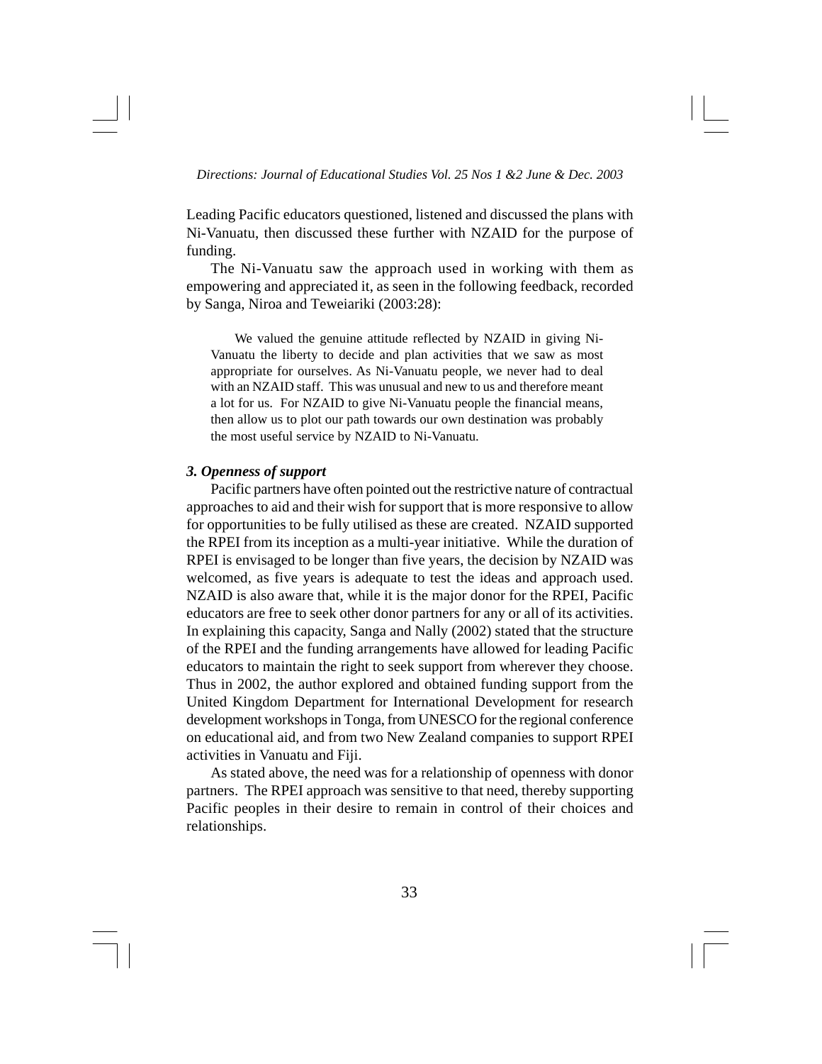Leading Pacific educators questioned, listened and discussed the plans with Ni-Vanuatu, then discussed these further with NZAID for the purpose of funding.

The Ni-Vanuatu saw the approach used in working with them as empowering and appreciated it, as seen in the following feedback, recorded by Sanga, Niroa and Teweiariki (2003:28):

> We valued the genuine attitude reflected by NZAID in giving Ni-Vanuatu the liberty to decide and plan activities that we saw as most appropriate for ourselves. As Ni-Vanuatu people, we never had to deal with an NZAID staff. This was unusual and new to us and therefore meant a lot for us. For NZAID to give Ni-Vanuatu people the financial means, then allow us to plot our path towards our own destination was probably the most useful service by NZAID to Ni-Vanuatu.

***3. Openness of support***

Pacific partners have often pointed out the restrictive nature of contractual approaches to aid and their wish for support that is more responsive to allow for opportunities to be fully utilised as these are created. NZAID supported the RPEI from its inception as a multi-year initiative. While the duration of RPEI is envisaged to be longer than five years, the decision by NZAID was welcomed, as five years is adequate to test the ideas and approach used. NZAID is also aware that, while it is the major donor for the RPEI, Pacific educators are free to seek other donor partners for any or all of its activities. In explaining this capacity, Sanga and Nally (2002) stated that the structure of the RPEI and the funding arrangements have allowed for leading Pacific educators to maintain the right to seek support from wherever they choose. Thus in 2002, the author explored and obtained funding support from the United Kingdom Department for International Development for research development workshops in Tonga, from UNESCO for the regional conference on educational aid, and from two New Zealand companies to support RPEI activities in Vanuatu and Fiji.

As stated above, the need was for a relationship of openness with donor partners. The RPEI approach was sensitive to that need, thereby supporting Pacific peoples in their desire to remain in control of their choices and relationships.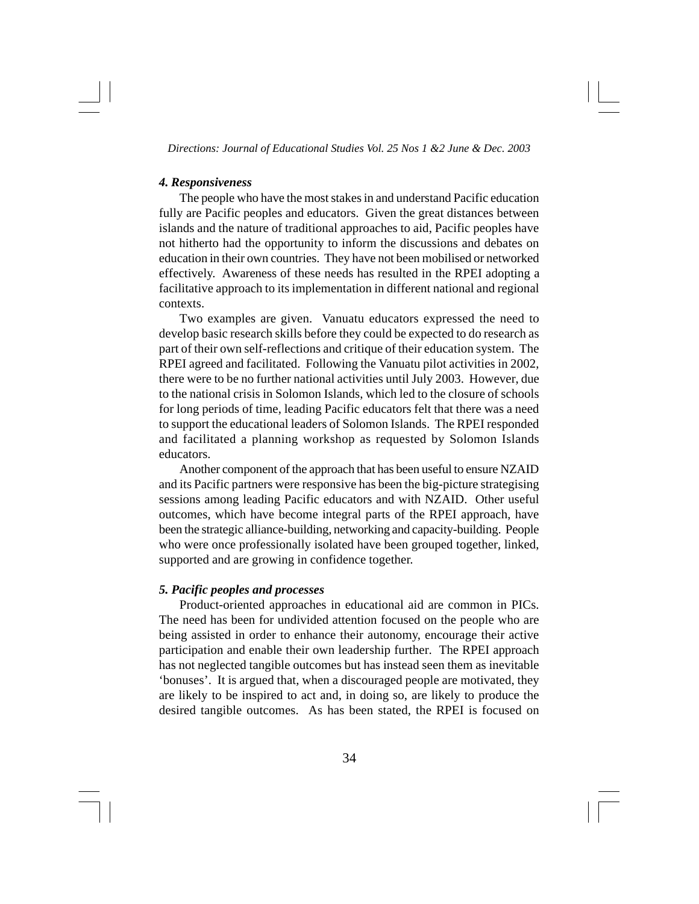#### *4. Responsiveness*

The people who have the most stakes in and understand Pacific education fully are Pacific peoples and educators. Given the great distances between islands and the nature of traditional approaches to aid, Pacific peoples have not hitherto had the opportunity to inform the discussions and debates on education in their own countries. They have not been mobilised or networked effectively. Awareness of these needs has resulted in the RPEI adopting a facilitative approach to its implementation in different national and regional contexts.

Two examples are given. Vanuatu educators expressed the need to develop basic research skills before they could be expected to do research as part of their own self-reflections and critique of their education system. The RPEI agreed and facilitated. Following the Vanuatu pilot activities in 2002, there were to be no further national activities until July 2003. However, due to the national crisis in Solomon Islands, which led to the closure of schools for long periods of time, leading Pacific educators felt that there was a need to support the educational leaders of Solomon Islands. The RPEI responded and facilitated a planning workshop as requested by Solomon Islands educators.

Another component of the approach that has been useful to ensure NZAID and its Pacific partners were responsive has been the big-picture strategising sessions among leading Pacific educators and with NZAID. Other useful outcomes, which have become integral parts of the RPEI approach, have been the strategic alliance-building, networking and capacity-building. People who were once professionally isolated have been grouped together, linked, supported and are growing in confidence together.

#### *5. Pacific peoples and processes*

Product-oriented approaches in educational aid are common in PICs. The need has been for undivided attention focused on the people who are being assisted in order to enhance their autonomy, encourage their active participation and enable their own leadership further. The RPEI approach has not neglected tangible outcomes but has instead seen them as inevitable 'bonuses'. It is argued that, when a discouraged people are motivated, they are likely to be inspired to act and, in doing so, are likely to produce the desired tangible outcomes. As has been stated, the RPEI is focused on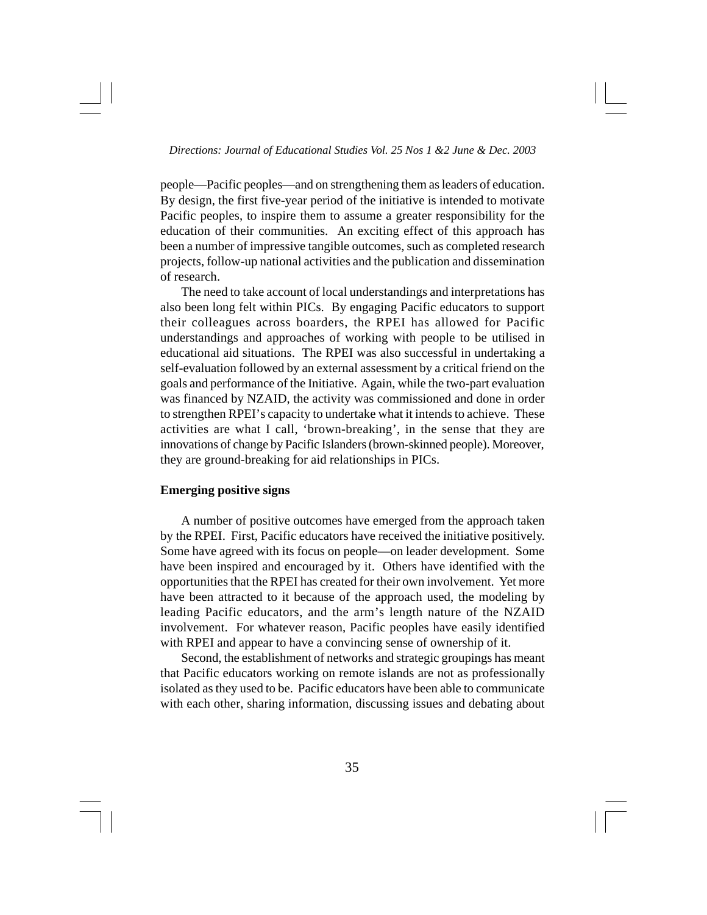people—Pacific peoples—and on strengthening them as leaders of education. By design, the first five-year period of the initiative is intended to motivate Pacific peoples, to inspire them to assume a greater responsibility for the education of their communities. An exciting effect of this approach has been a number of impressive tangible outcomes, such as completed research projects, follow-up national activities and the publication and dissemination of research.

The need to take account of local understandings and interpretations has also been long felt within PICs. By engaging Pacific educators to support their colleagues across boarders, the RPEI has allowed for Pacific understandings and approaches of working with people to be utilised in educational aid situations. The RPEI was also successful in undertaking a self-evaluation followed by an external assessment by a critical friend on the goals and performance of the Initiative. Again, while the two-part evaluation was financed by NZAID, the activity was commissioned and done in order to strengthen RPEI's capacity to undertake what it intends to achieve. These activities are what I call, 'brown-breaking', in the sense that they are innovations of change by Pacific Islanders (brown-skinned people). Moreover, they are ground-breaking for aid relationships in PICs.

**Emerging positive signs**

A number of positive outcomes have emerged from the approach taken by the RPEI. First, Pacific educators have received the initiative positively. Some have agreed with its focus on people—on leader development. Some have been inspired and encouraged by it. Others have identified with the opportunities that the RPEI has created for their own involvement. Yet more have been attracted to it because of the approach used, the modeling by leading Pacific educators, and the arm's length nature of the NZAID involvement. For whatever reason, Pacific peoples have easily identified with RPEI and appear to have a convincing sense of ownership of it.

Second, the establishment of networks and strategic groupings has meant that Pacific educators working on remote islands are not as professionally isolated as they used to be. Pacific educators have been able to communicate with each other, sharing information, discussing issues and debating about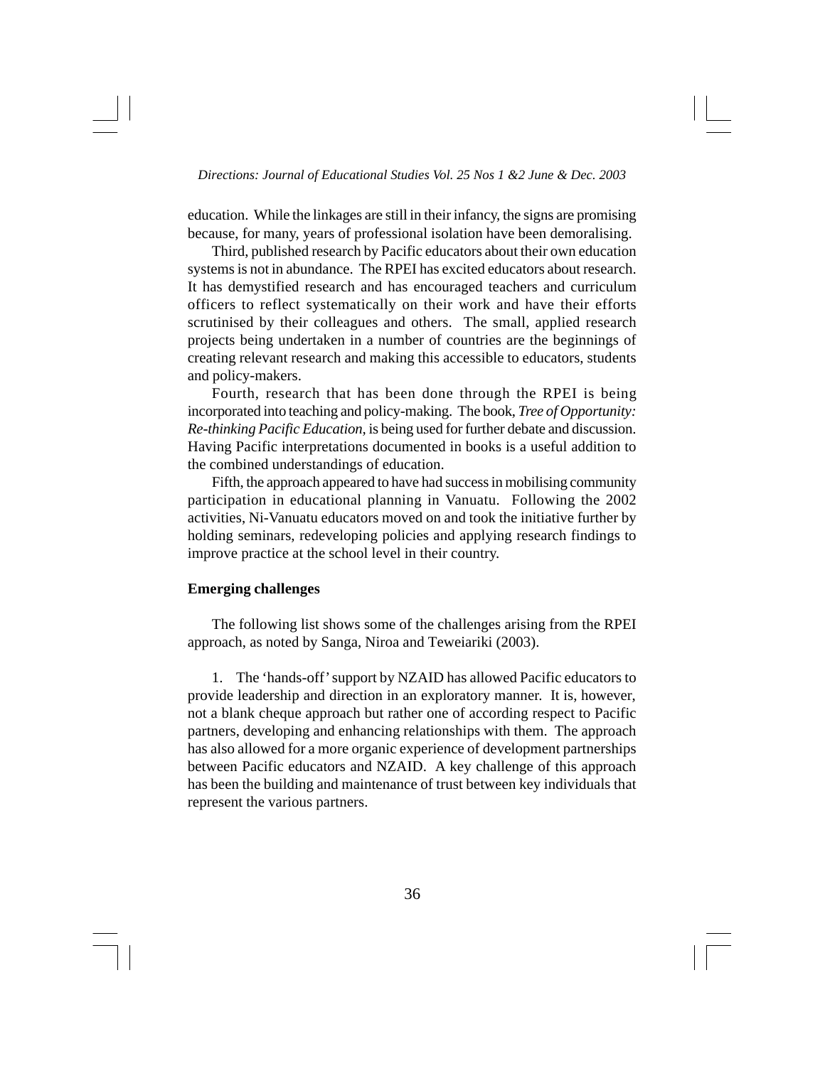education. While the linkages are still in their infancy, the signs are promising because, for many, years of professional isolation have been demoralising.

Third, published research by Pacific educators about their own education systems is not in abundance. The RPEI has excited educators about research. It has demystified research and has encouraged teachers and curriculum officers to reflect systematically on their work and have their efforts scrutinised by their colleagues and others. The small, applied research projects being undertaken in a number of countries are the beginnings of creating relevant research and making this accessible to educators, students and policy-makers.

Fourth, research that has been done through the RPEI is being incorporated into teaching and policy-making. The book, *Tree of Opportunity: Re-thinking Pacific Education,* is being used for further debate and discussion. Having Pacific interpretations documented in books is a useful addition to the combined understandings of education.

Fifth, the approach appeared to have had success in mobilising community participation in educational planning in Vanuatu. Following the 2002 activities, Ni-Vanuatu educators moved on and took the initiative further by holding seminars, redeveloping policies and applying research findings to improve practice at the school level in their country.

**Emerging challenges**

The following list shows some of the challenges arising from the RPEI approach, as noted by Sanga, Niroa and Teweiariki (2003).

1. The 'hands-off' support by NZAID has allowed Pacific educators to provide leadership and direction in an exploratory manner. It is, however, not a blank cheque approach but rather one of according respect to Pacific partners, developing and enhancing relationships with them. The approach has also allowed for a more organic experience of development partnerships between Pacific educators and NZAID. A key challenge of this approach has been the building and maintenance of trust between key individuals that represent the various partners.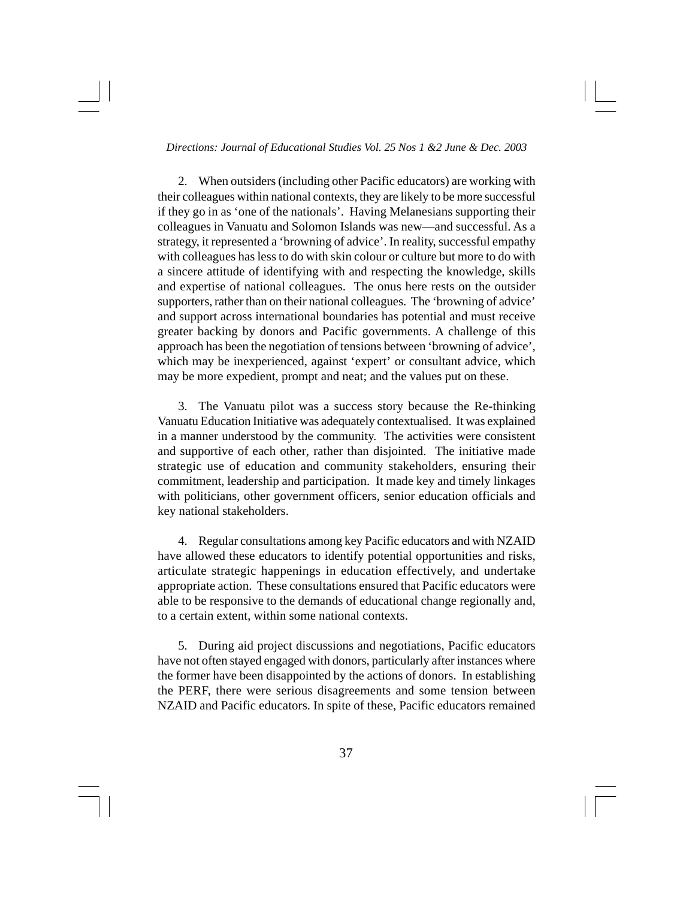2. When outsiders (including other Pacific educators) are working with their colleagues within national contexts, they are likely to be more successful if they go in as 'one of the nationals'. Having Melanesians supporting their colleagues in Vanuatu and Solomon Islands was new—and successful. As a strategy, it represented a 'browning of advice'. In reality, successful empathy with colleagues has less to do with skin colour or culture but more to do with a sincere attitude of identifying with and respecting the knowledge, skills and expertise of national colleagues. The onus here rests on the outsider supporters, rather than on their national colleagues. The 'browning of advice' and support across international boundaries has potential and must receive greater backing by donors and Pacific governments. A challenge of this approach has been the negotiation of tensions between 'browning of advice', which may be inexperienced, against 'expert' or consultant advice, which may be more expedient, prompt and neat; and the values put on these.

3. The Vanuatu pilot was a success story because the Re-thinking Vanuatu Education Initiative was adequately contextualised. It was explained in a manner understood by the community. The activities were consistent and supportive of each other, rather than disjointed. The initiative made strategic use of education and community stakeholders, ensuring their commitment, leadership and participation. It made key and timely linkages with politicians, other government officers, senior education officials and key national stakeholders.

4. Regular consultations among key Pacific educators and with NZAID have allowed these educators to identify potential opportunities and risks, articulate strategic happenings in education effectively, and undertake appropriate action. These consultations ensured that Pacific educators were able to be responsive to the demands of educational change regionally and, to a certain extent, within some national contexts.

5. During aid project discussions and negotiations, Pacific educators have not often stayed engaged with donors, particularly after instances where the former have been disappointed by the actions of donors. In establishing the PERF, there were serious disagreements and some tension between NZAID and Pacific educators. In spite of these, Pacific educators remained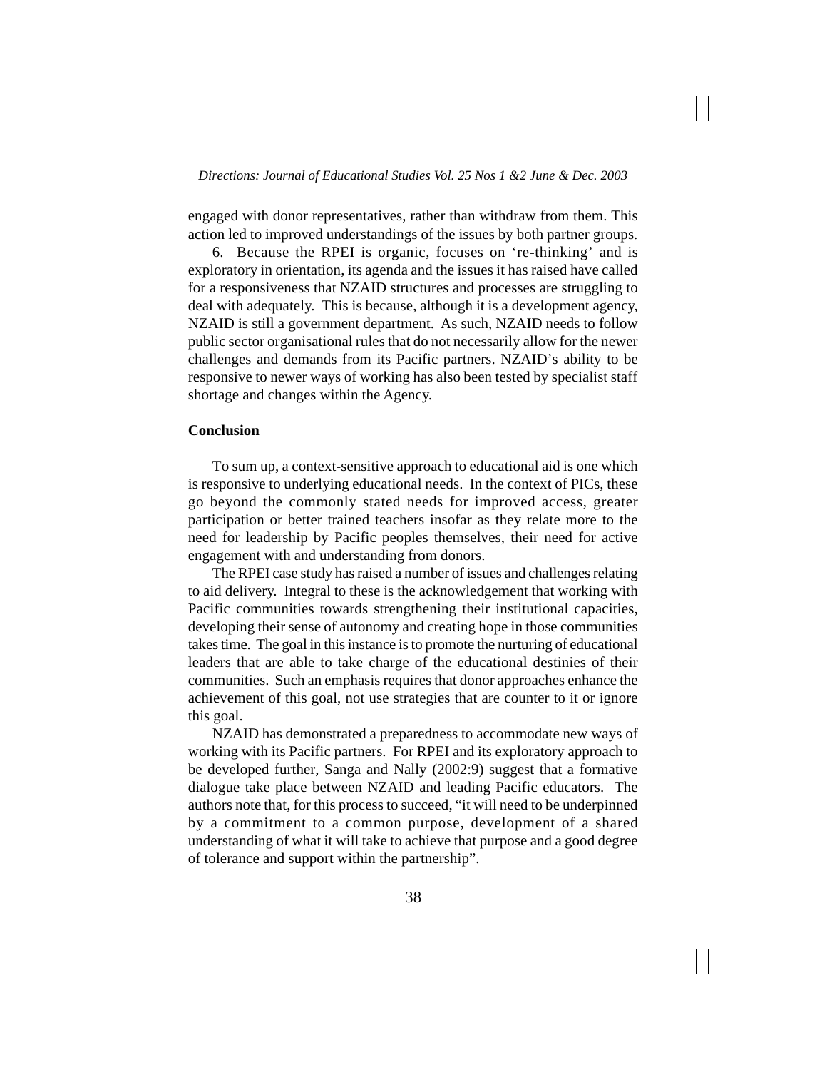engaged with donor representatives, rather than withdraw from them. This action led to improved understandings of the issues by both partner groups.

6. Because the RPEI is organic, focuses on 're-thinking' and is exploratory in orientation, its agenda and the issues it has raised have called for a responsiveness that NZAID structures and processes are struggling to deal with adequately. This is because, although it is a development agency, NZAID is still a government department. As such, NZAID needs to follow public sector organisational rules that do not necessarily allow for the newer challenges and demands from its Pacific partners. NZAID's ability to be responsive to newer ways of working has also been tested by specialist staff shortage and changes within the Agency.

## Conclusion

To sum up, a context-sensitive approach to educational aid is one which is responsive to underlying educational needs. In the context of PICs, these go beyond the commonly stated needs for improved access, greater participation or better trained teachers insofar as they relate more to the need for leadership by Pacific peoples themselves, their need for active engagement with and understanding from donors.

The RPEI case study has raised a number of issues and challenges relating to aid delivery. Integral to these is the acknowledgement that working with Pacific communities towards strengthening their institutional capacities, developing their sense of autonomy and creating hope in those communities takes time. The goal in this instance is to promote the nurturing of educational leaders that are able to take charge of the educational destinies of their communities. Such an emphasis requires that donor approaches enhance the achievement of this goal, not use strategies that are counter to it or ignore this goal.

NZAID has demonstrated a preparedness to accommodate new ways of working with its Pacific partners. For RPEI and its exploratory approach to be developed further, Sanga and Nally (2002:9) suggest that a formative dialogue take place between NZAID and leading Pacific educators. The authors note that, for this process to succeed, "it will need to be underpinned by a commitment to a common purpose, development of a shared understanding of what it will take to achieve that purpose and a good degree of tolerance and support within the partnership".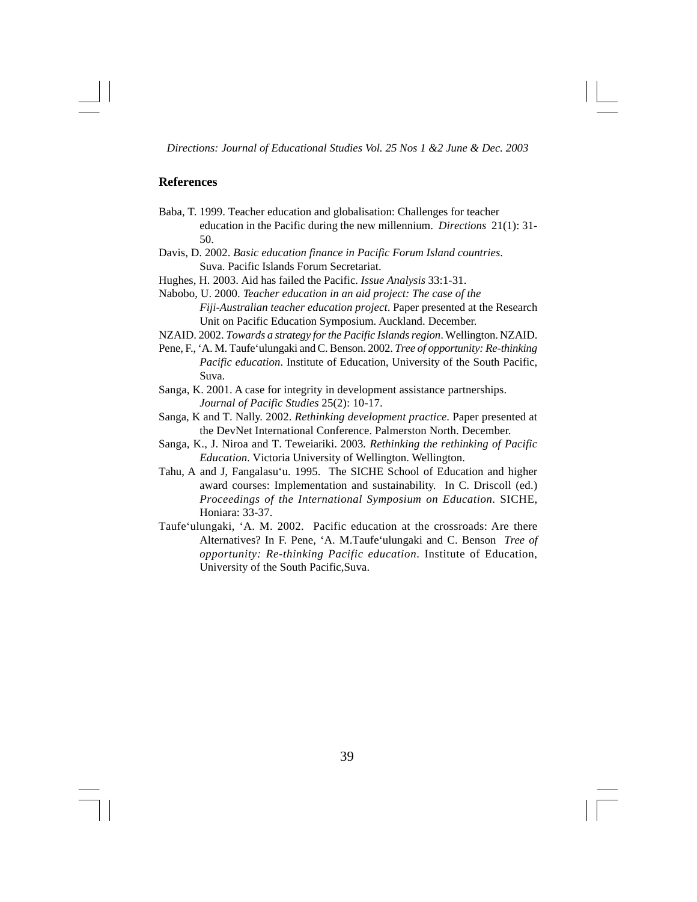## References

Baba, T. 1999. Teacher education and globalisation: Challenges for teacher education in the Pacific during the new millennium. *Directions* 21(1): 31-50.

Davis, D. 2002. *Basic education finance in Pacific Forum Island countries*. Suva. Pacific Islands Forum Secretariat.

Hughes, H. 2003. Aid has failed the Pacific. *Issue Analysis* 33:1-31.

Nabobo, U. 2000. *Teacher education in an aid project: The case of the Fiji-Australian teacher education project*. Paper presented at the Research Unit on Pacific Education Symposium. Auckland. December.

NZAID. 2002. *Towards a strategy for the Pacific Islands region*. Wellington. NZAID.

Pene, F., ‘A. M. Taufe‘ulungaki and C. Benson. 2002. *Tree of opportunity: Re-thinking Pacific education*. Institute of Education, University of the South Pacific, Suva.

Sanga, K. 2001. A case for integrity in development assistance partnerships. *Journal of Pacific Studies* 25(2): 10-17.

Sanga, K and T. Nally. 2002. *Rethinking development practice*. Paper presented at the DevNet International Conference. Palmerston North. December.

Sanga, K., J. Niroa and T. Teweiariki. 2003. *Rethinking the rethinking of Pacific Education*. Victoria University of Wellington. Wellington.

Tahu, A and J, Fangalasu‘u. 1995. The SICHE School of Education and higher award courses: Implementation and sustainability. In C. Driscoll (ed.) *Proceedings of the International Symposium on Education*. SICHE, Honiara: 33-37.

Taufe‘ulungaki, ‘A. M. 2002. Pacific education at the crossroads: Are there Alternatives? In F. Pene, ‘A. M.Taufe‘ulungaki and C. Benson *Tree of opportunity: Re-thinking Pacific education*. Institute of Education, University of the South Pacific,Suva.